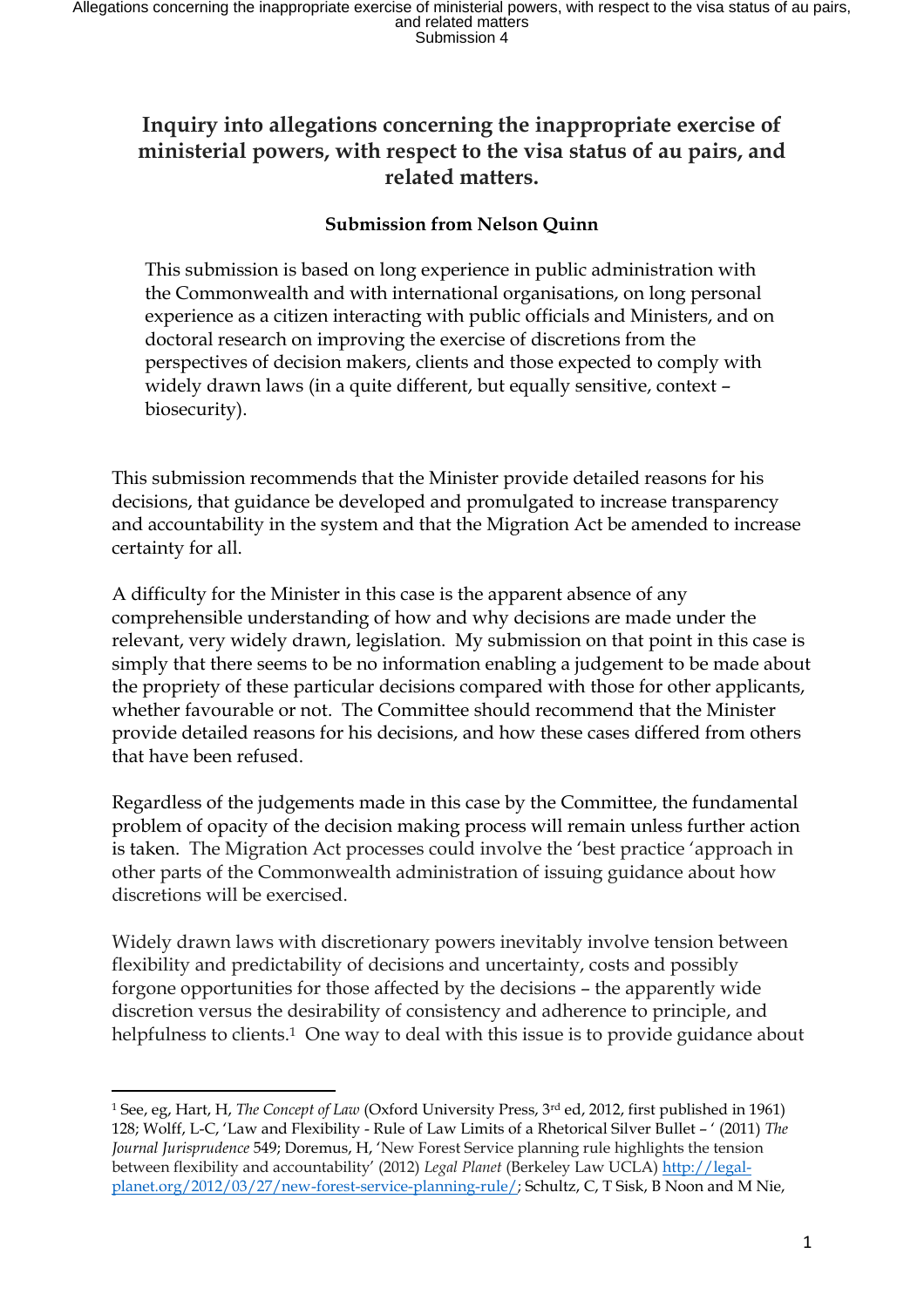# Inquiry into allegations concerning the inappropriate exercise of ministerial powers, with respect to the visa status of au pairs, and related matters.

### Submission from Nelson Quinn

This submission is based on long experience in public administration with the Commonwealth and with international organisations, on long personal experience as a citizen interacting with public officials and Ministers, and on doctoral research on improving the exercise of discretions from the perspectives of decision makers, clients and those expected to comply with widely drawn laws (in a quite different, but equally sensitive, context – biosecurity).

This submission recommends that the Minister provide detailed reasons for his decisions, that guidance be developed and promulgated to increase transparency and accountability in the system and that the Migration Act be amended to increase certainty for all.

A difficulty for the Minister in this case is the apparent absence of any comprehensible understanding of how and why decisions are made under the relevant, very widely drawn, legislation. My submission on that point in this case is simply that there seems to be no information enabling a judgement to be made about the propriety of these particular decisions compared with those for other applicants, whether favourable or not. The Committee should recommend that the Minister provide detailed reasons for his decisions, and how these cases differed from others that have been refused.

Regardless of the judgements made in this case by the Committee, the fundamental problem of opacity of the decision making process will remain unless further action is taken. The Migration Act processes could involve the 'best practice 'approach in other parts of the Commonwealth administration of issuing guidance about how discretions will be exercised.

Widely drawn laws with discretionary powers inevitably involve tension between flexibility and predictability of decisions and uncertainty, costs and possibly forgone opportunities for those affected by the decisions – the apparently wide discretion versus the desirability of consistency and adherence to principle, and helpfulness to clients.[1] One way to deal with this issue is to provide guidance about

---

[1] See, eg, Hart, H, *The Concept of Law* (Oxford University Press, 3rd ed, 2012, first published in 1961) 128; Wolff, L-C, 'Law and Flexibility - Rule of Law Limits of a Rhetorical Silver Bullet – ' (2011) *The Journal Jurisprudence* 549; Doremus, H, 'New Forest Service planning rule highlights the tension between flexibility and accountability' (2012) *Legal Planet* (Berkeley Law UCLA) http://legal-planet.org/2012/03/27/new-forest-service-planning-rule/; Schultz, C, T Sisk, B Noon and M Nie,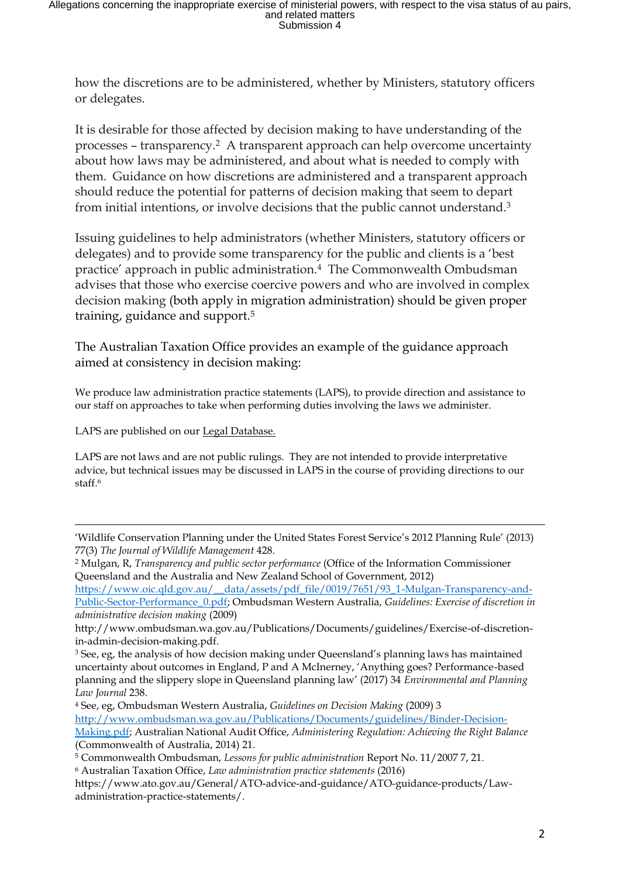how the discretions are to be administered, whether by Ministers, statutory officers or delegates.

It is desirable for those affected by decision making to have understanding of the processes – transparency.[2] A transparent approach can help overcome uncertainty about how laws may be administered, and about what is needed to comply with them. Guidance on how discretions are administered and a transparent approach should reduce the potential for patterns of decision making that seem to depart from initial intentions, or involve decisions that the public cannot understand.[3]

Issuing guidelines to help administrators (whether Ministers, statutory officers or delegates) and to provide some transparency for the public and clients is a 'best practice' approach in public administration.[4] The Commonwealth Ombudsman advises that those who exercise coercive powers and who are involved in complex decision making (both apply in migration administration) should be given proper training, guidance and support.[5]

The Australian Taxation Office provides an example of the guidance approach aimed at consistency in decision making:

> We produce law administration practice statements (LAPS), to provide direction and assistance to our staff on approaches to take when performing duties involving the laws we administer.
>
> LAPS are published on our Legal Database.
>
> LAPS are not laws and are not public rulings. They are not intended to provide interpretative advice, but technical issues may be discussed in LAPS in the course of providing directions to our staff.[6]

---

'Wildlife Conservation Planning under the United States Forest Service's 2012 Planning Rule' (2013) 77(3) *The Journal of Wildlife Management* 428.

[2] Mulgan, R, *Transparency and public sector performance* (Office of the Information Commissioner Queensland and the Australia and New Zealand School of Government, 2012) https://www.oic.qld.gov.au/__data/assets/pdf_file/0019/7651/93_1-Mulgan-Transparency-and-Public-Sector-Performance_0.pdf; Ombudsman Western Australia, *Guidelines: Exercise of discretion in administrative decision making* (2009) http://www.ombudsman.wa.gov.au/Publications/Documents/guidelines/Exercise-of-discretion-in-admin-decision-making.pdf.

[3] See, eg, the analysis of how decision making under Queensland's planning laws has maintained uncertainty about outcomes in England, P and A McInerney, 'Anything goes? Performance-based planning and the slippery slope in Queensland planning law' (2017) 34 *Environmental and Planning Law Journal* 238.

[4] See, eg, Ombudsman Western Australia, *Guidelines on Decision Making* (2009) 3 http://www.ombudsman.wa.gov.au/Publications/Documents/guidelines/Binder-Decision-Making.pdf; Australian National Audit Office, *Administering Regulation: Achieving the Right Balance* (Commonwealth of Australia, 2014) 21.

[5] Commonwealth Ombudsman, *Lessons for public administration* Report No. 11/2007 7, 21.

[6] Australian Taxation Office, *Law administration practice statements* (2016) https://www.ato.gov.au/General/ATO-advice-and-guidance/ATO-guidance-products/Law-administration-practice-statements/.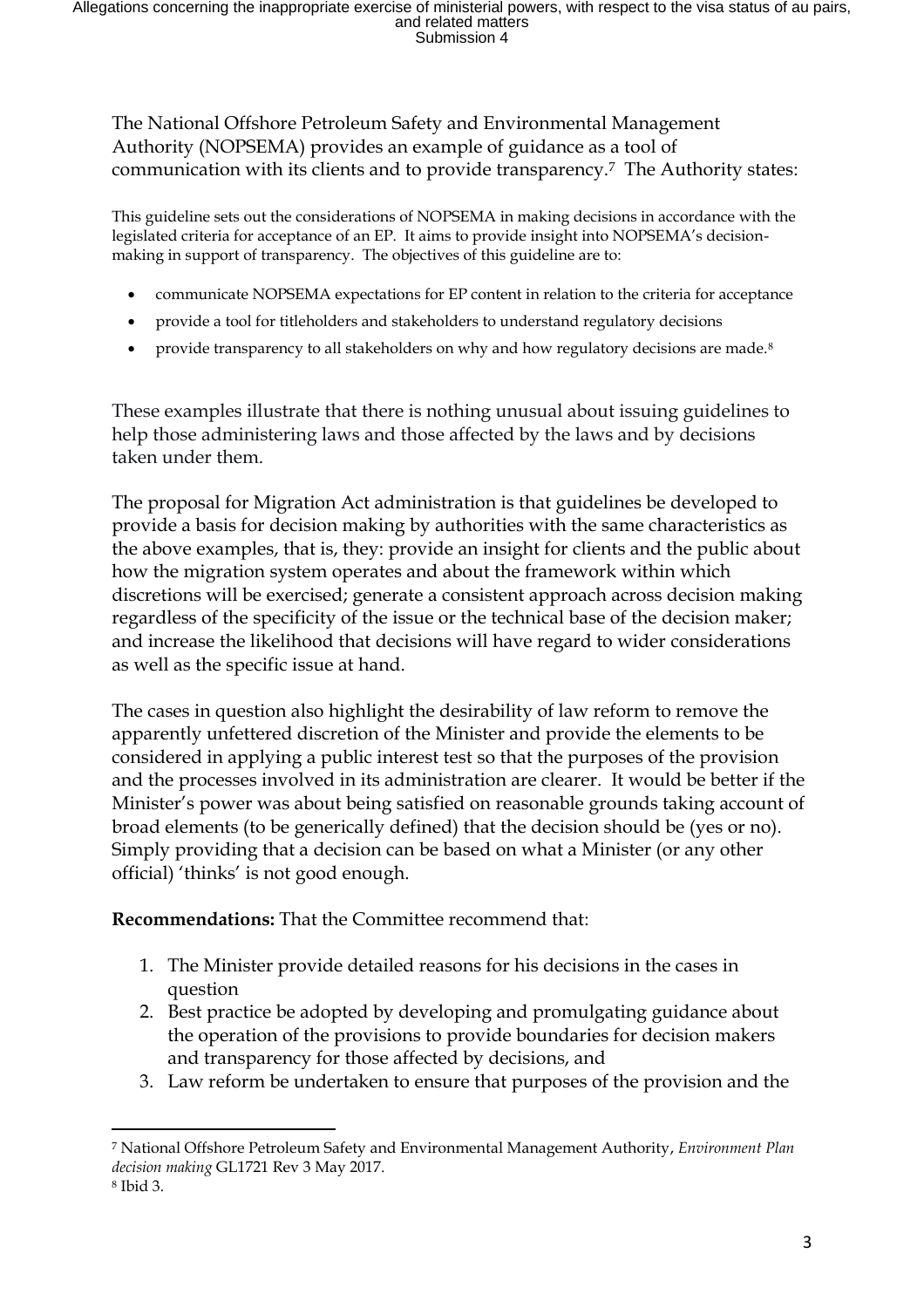The National Offshore Petroleum Safety and Environmental Management Authority (NOPSEMA) provides an example of guidance as a tool of communication with its clients and to provide transparency.[7] The Authority states:

> This guideline sets out the considerations of NOPSEMA in making decisions in accordance with the legislated criteria for acceptance of an EP. It aims to provide insight into NOPSEMA's decision-making in support of transparency. The objectives of this guideline are to:
>
> - communicate NOPSEMA expectations for EP content in relation to the criteria for acceptance
> - provide a tool for titleholders and stakeholders to understand regulatory decisions
> - provide transparency to all stakeholders on why and how regulatory decisions are made.[8]

These examples illustrate that there is nothing unusual about issuing guidelines to help those administering laws and those affected by the laws and by decisions taken under them.

The proposal for Migration Act administration is that guidelines be developed to provide a basis for decision making by authorities with the same characteristics as the above examples, that is, they: provide an insight for clients and the public about how the migration system operates and about the framework within which discretions will be exercised; generate a consistent approach across decision making regardless of the specificity of the issue or the technical base of the decision maker; and increase the likelihood that decisions will have regard to wider considerations as well as the specific issue at hand.

The cases in question also highlight the desirability of law reform to remove the apparently unfettered discretion of the Minister and provide the elements to be considered in applying a public interest test so that the purposes of the provision and the processes involved in its administration are clearer. It would be better if the Minister's power was about being satisfied on reasonable grounds taking account of broad elements (to be generically defined) that the decision should be (yes or no). Simply providing that a decision can be based on what a Minister (or any other official) 'thinks' is not good enough.

**Recommendations:** That the Committee recommend that:

1. The Minister provide detailed reasons for his decisions in the cases in question
2. Best practice be adopted by developing and promulgating guidance about the operation of the provisions to provide boundaries for decision makers and transparency for those affected by decisions, and
3. Law reform be undertaken to ensure that purposes of the provision and the

---

[7] National Offshore Petroleum Safety and Environmental Management Authority, *Environment Plan decision making* GL1721 Rev 3 May 2017.

[8] Ibid 3.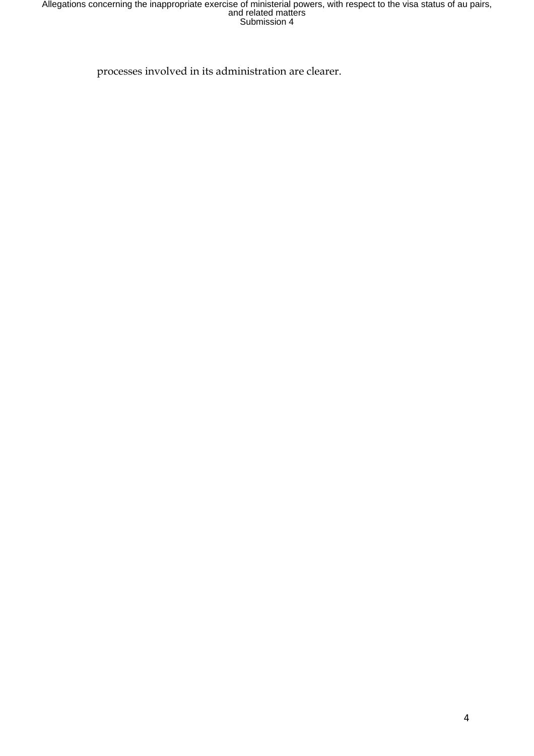processes involved in its administration are clearer.